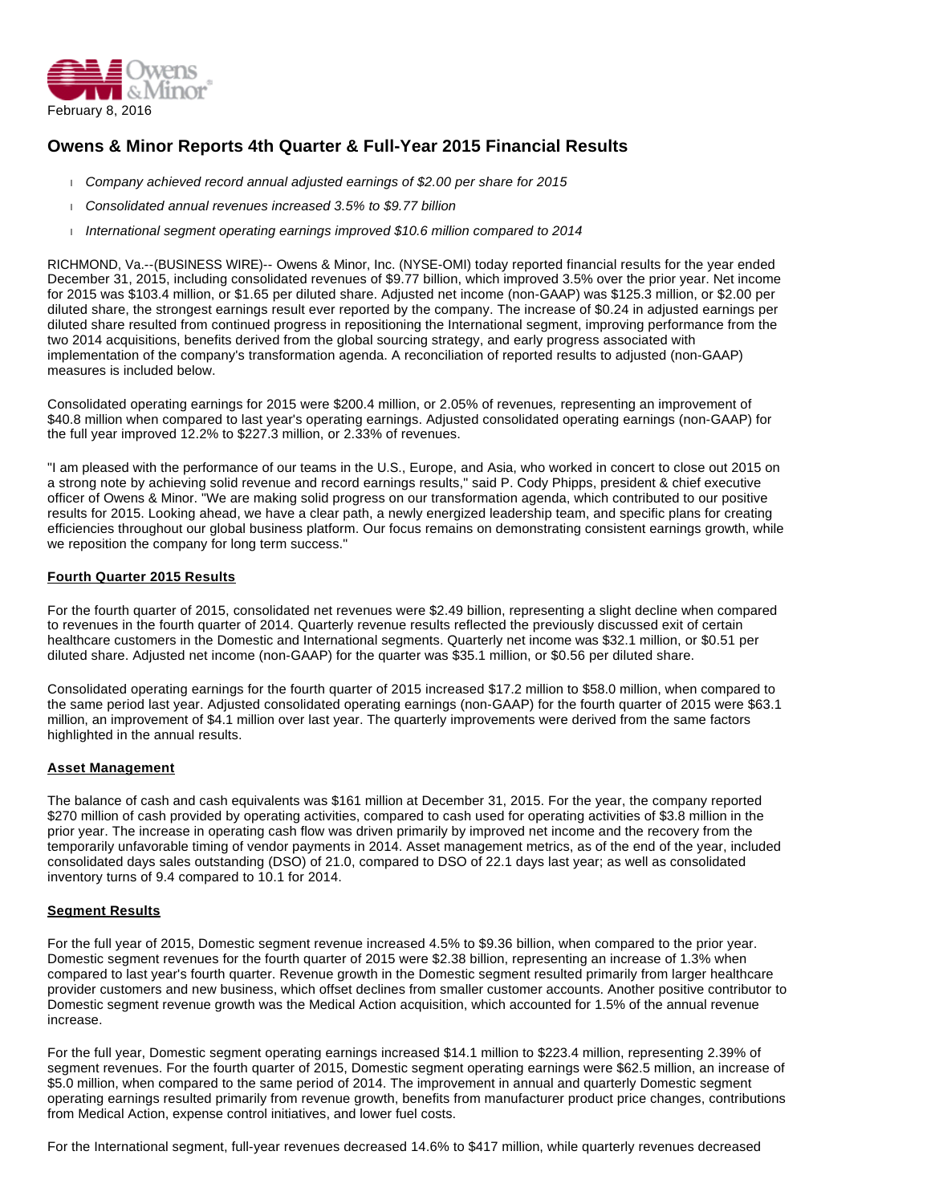February 8, 2016

# Owens & Minor Reports 4th Quarter & Full-Year 2015 Financial Results

- *Company achieved record annual adjusted earnings of $2.00 per share for 2015*
- *Consolidated annual revenues increased 3.5% to $9.77 billion*
- *International segment operating earnings improved $10.6 million compared to 2014*

RICHMOND, Va.--(BUSINESS WIRE)-- Owens & Minor, Inc. (NYSE-OMI) today reported financial results for the year ended December 31, 2015, including consolidated revenues of $9.77 billion, which improved 3.5% over the prior year. Net income for 2015 was $103.4 million, or $1.65 per diluted share. Adjusted net income (non-GAAP) was $125.3 million, or $2.00 per diluted share, the strongest earnings result ever reported by the company. The increase of $0.24 in adjusted earnings per diluted share resulted from continued progress in repositioning the International segment, improving performance from the two 2014 acquisitions, benefits derived from the global sourcing strategy, and early progress associated with implementation of the company's transformation agenda. A reconciliation of reported results to adjusted (non-GAAP) measures is included below.

Consolidated operating earnings for 2015 were $200.4 million, or 2.05% of revenues, representing an improvement of $40.8 million when compared to last year's operating earnings. Adjusted consolidated operating earnings (non-GAAP) for the full year improved 12.2% to $227.3 million, or 2.33% of revenues.

"I am pleased with the performance of our teams in the U.S., Europe, and Asia, who worked in concert to close out 2015 on a strong note by achieving solid revenue and record earnings results," said P. Cody Phipps, president & chief executive officer of Owens & Minor. "We are making solid progress on our transformation agenda, which contributed to our positive results for 2015. Looking ahead, we have a clear path, a newly energized leadership team, and specific plans for creating efficiencies throughout our global business platform. Our focus remains on demonstrating consistent earnings growth, while we reposition the company for long term success."

## Fourth Quarter 2015 Results

For the fourth quarter of 2015, consolidated net revenues were $2.49 billion, representing a slight decline when compared to revenues in the fourth quarter of 2014. Quarterly revenue results reflected the previously discussed exit of certain healthcare customers in the Domestic and International segments. Quarterly net income was $32.1 million, or $0.51 per diluted share. Adjusted net income (non-GAAP) for the quarter was $35.1 million, or $0.56 per diluted share.

Consolidated operating earnings for the fourth quarter of 2015 increased $17.2 million to $58.0 million, when compared to the same period last year. Adjusted consolidated operating earnings (non-GAAP) for the fourth quarter of 2015 were $63.1 million, an improvement of $4.1 million over last year. The quarterly improvements were derived from the same factors highlighted in the annual results.

## Asset Management

The balance of cash and cash equivalents was $161 million at December 31, 2015. For the year, the company reported $270 million of cash provided by operating activities, compared to cash used for operating activities of $3.8 million in the prior year. The increase in operating cash flow was driven primarily by improved net income and the recovery from the temporarily unfavorable timing of vendor payments in 2014. Asset management metrics, as of the end of the year, included consolidated days sales outstanding (DSO) of 21.0, compared to DSO of 22.1 days last year; as well as consolidated inventory turns of 9.4 compared to 10.1 for 2014.

## Segment Results

For the full year of 2015, Domestic segment revenue increased 4.5% to $9.36 billion, when compared to the prior year. Domestic segment revenues for the fourth quarter of 2015 were $2.38 billion, representing an increase of 1.3% when compared to last year's fourth quarter. Revenue growth in the Domestic segment resulted primarily from larger healthcare provider customers and new business, which offset declines from smaller customer accounts. Another positive contributor to Domestic segment revenue growth was the Medical Action acquisition, which accounted for 1.5% of the annual revenue increase.

For the full year, Domestic segment operating earnings increased $14.1 million to $223.4 million, representing 2.39% of segment revenues. For the fourth quarter of 2015, Domestic segment operating earnings were $62.5 million, an increase of $5.0 million, when compared to the same period of 2014. The improvement in annual and quarterly Domestic segment operating earnings resulted primarily from revenue growth, benefits from manufacturer product price changes, contributions from Medical Action, expense control initiatives, and lower fuel costs.

For the International segment, full-year revenues decreased 14.6% to $417 million, while quarterly revenues decreased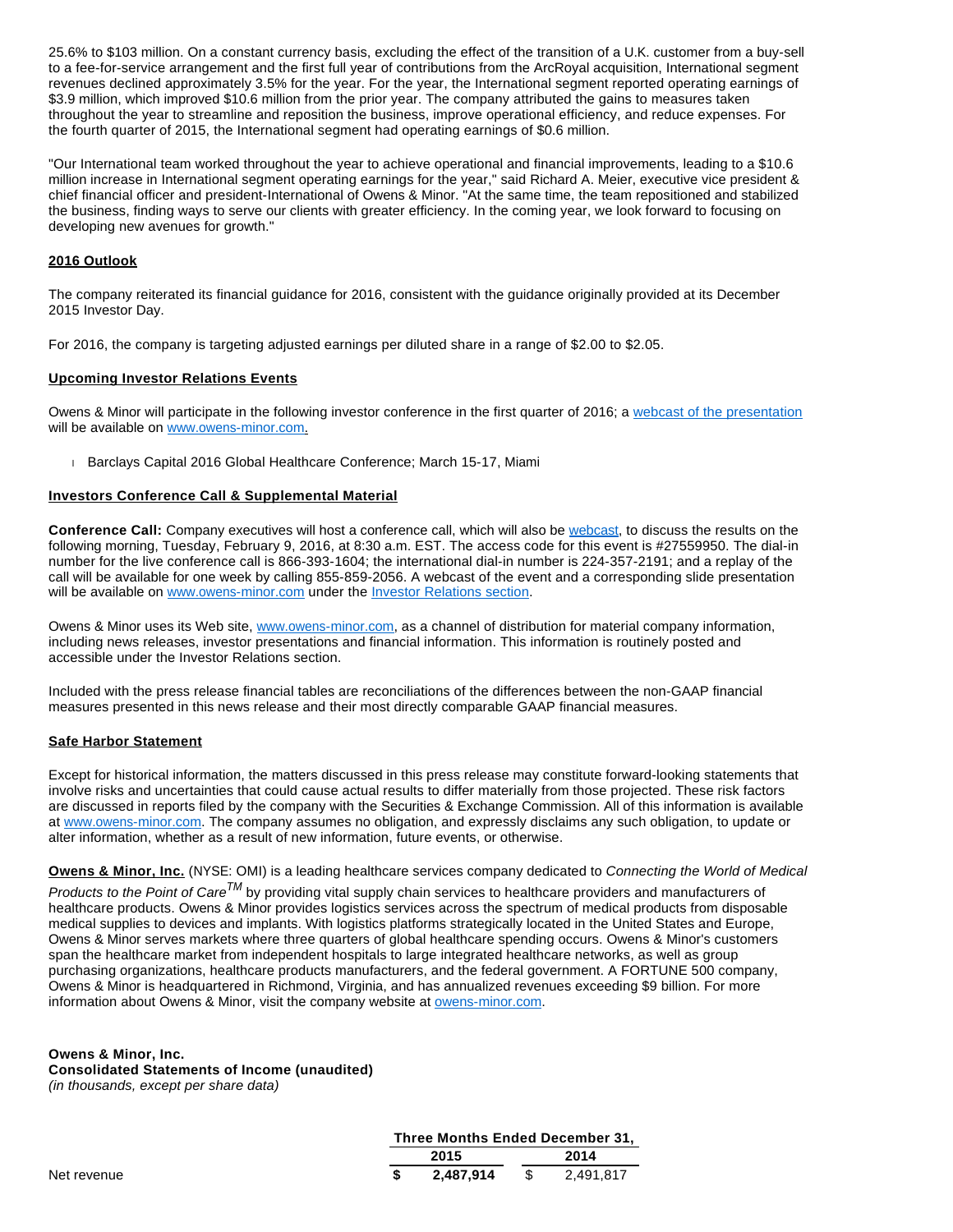25.6% to $103 million. On a constant currency basis, excluding the effect of the transition of a U.K. customer from a buy-sell to a fee-for-service arrangement and the first full year of contributions from the ArcRoyal acquisition, International segment revenues declined approximately 3.5% for the year. For the year, the International segment reported operating earnings of $3.9 million, which improved $10.6 million from the prior year. The company attributed the gains to measures taken throughout the year to streamline and reposition the business, improve operational efficiency, and reduce expenses. For the fourth quarter of 2015, the International segment had operating earnings of $0.6 million.

"Our International team worked throughout the year to achieve operational and financial improvements, leading to a $10.6 million increase in International segment operating earnings for the year," said Richard A. Meier, executive vice president & chief financial officer and president-International of Owens & Minor. "At the same time, the team repositioned and stabilized the business, finding ways to serve our clients with greater efficiency. In the coming year, we look forward to focusing on developing new avenues for growth."

## 2016 Outlook

The company reiterated its financial guidance for 2016, consistent with the guidance originally provided at its December 2015 Investor Day.

For 2016, the company is targeting adjusted earnings per diluted share in a range of $2.00 to $2.05.

## Upcoming Investor Relations Events

Owens & Minor will participate in the following investor conference in the first quarter of 2016; a webcast of the presentation will be available on www.owens-minor.com.

- Barclays Capital 2016 Global Healthcare Conference; March 15-17, Miami

## Investors Conference Call & Supplemental Material

**Conference Call:** Company executives will host a conference call, which will also be webcast, to discuss the results on the following morning, Tuesday, February 9, 2016, at 8:30 a.m. EST. The access code for this event is #27559950. The dial-in number for the live conference call is 866-393-1604; the international dial-in number is 224-357-2191; and a replay of the call will be available for one week by calling 855-859-2056. A webcast of the event and a corresponding slide presentation will be available on www.owens-minor.com under the Investor Relations section.

Owens & Minor uses its Web site, www.owens-minor.com, as a channel of distribution for material company information, including news releases, investor presentations and financial information. This information is routinely posted and accessible under the Investor Relations section.

Included with the press release financial tables are reconciliations of the differences between the non-GAAP financial measures presented in this news release and their most directly comparable GAAP financial measures.

## Safe Harbor Statement

Except for historical information, the matters discussed in this press release may constitute forward-looking statements that involve risks and uncertainties that could cause actual results to differ materially from those projected. These risk factors are discussed in reports filed by the company with the Securities & Exchange Commission. All of this information is available at www.owens-minor.com. The company assumes no obligation, and expressly disclaims any such obligation, to update or alter information, whether as a result of new information, future events, or otherwise.

**Owens & Minor, Inc.** (NYSE: OMI) is a leading healthcare services company dedicated to *Connecting the World of Medical Products to the Point of Care*™ by providing vital supply chain services to healthcare providers and manufacturers of healthcare products. Owens & Minor provides logistics services across the spectrum of medical products from disposable medical supplies to devices and implants. With logistics platforms strategically located in the United States and Europe, Owens & Minor serves markets where three quarters of global healthcare spending occurs. Owens & Minor's customers span the healthcare market from independent hospitals to large integrated healthcare networks, as well as group purchasing organizations, healthcare products manufacturers, and the federal government. A FORTUNE 500 company, Owens & Minor is headquartered in Richmond, Virginia, and has annualized revenues exceeding $9 billion. For more information about Owens & Minor, visit the company website at owens-minor.com.

**Owens & Minor, Inc.**
**Consolidated Statements of Income (unaudited)**
*(in thousands, except per share data)*

| | Three Months Ended December 31, | |
|---|---|---|
| | **2015** | **2014** |
| Net revenue | **$ 2,487,914** | $ 2,491,817 |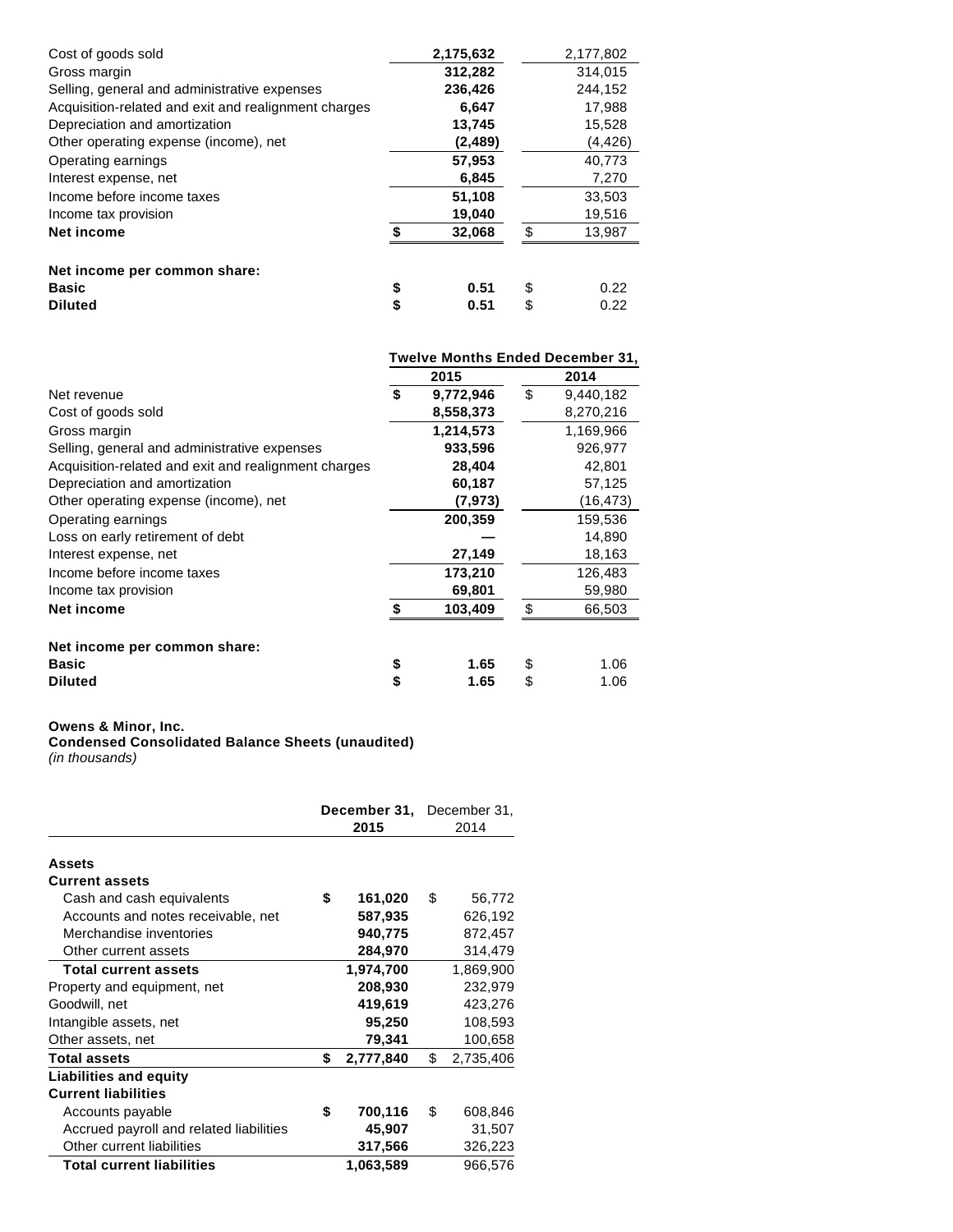| | | |
|---|---|---|
| Cost of goods sold | **2,175,632** | 2,177,802 |
| Gross margin | **312,282** | 314,015 |
| Selling, general and administrative expenses | **236,426** | 244,152 |
| Acquisition-related and exit and realignment charges | **6,647** | 17,988 |
| Depreciation and amortization | **13,745** | 15,528 |
| Other operating expense (income), net | **(2,489)** | (4,426) |
| Operating earnings | **57,953** | 40,773 |
| Interest expense, net | **6,845** | 7,270 |
| Income before income taxes | **51,108** | 33,503 |
| Income tax provision | **19,040** | 19,516 |
| **Net income** | **$ 32,068** | $ 13,987 |
| | | |
| **Net income per common share:** | | |
| **Basic** | **$ 0.51** | $ 0.22 |
| **Diluted** | **$ 0.51** | $ 0.22 |

| | Twelve Months Ended December 31, | |
|---|---|---|
| | **2015** | **2014** |
| Net revenue | **$ 9,772,946** | $ 9,440,182 |
| Cost of goods sold | **8,558,373** | 8,270,216 |
| Gross margin | **1,214,573** | 1,169,966 |
| Selling, general and administrative expenses | **933,596** | 926,977 |
| Acquisition-related and exit and realignment charges | **28,404** | 42,801 |
| Depreciation and amortization | **60,187** | 57,125 |
| Other operating expense (income), net | **(7,973)** | (16,473) |
| Operating earnings | **200,359** | 159,536 |
| Loss on early retirement of debt | **—** | 14,890 |
| Interest expense, net | **27,149** | 18,163 |
| Income before income taxes | **173,210** | 126,483 |
| Income tax provision | **69,801** | 59,980 |
| **Net income** | **$ 103,409** | $ 66,503 |
| | | |
| **Net income per common share:** | | |
| **Basic** | **$ 1.65** | $ 1.06 |
| **Diluted** | **$ 1.65** | $ 1.06 |

**Owens & Minor, Inc.**
**Condensed Consolidated Balance Sheets (unaudited)**
*(in thousands)*

| | **December 31, 2015** | December 31, 2014 |
|---|---|---|
| **Assets** | | |
| **Current assets** | | |
| Cash and cash equivalents | **$ 161,020** | $ 56,772 |
| Accounts and notes receivable, net | **587,935** | 626,192 |
| Merchandise inventories | **940,775** | 872,457 |
| Other current assets | **284,970** | 314,479 |
| **Total current assets** | **1,974,700** | 1,869,900 |
| Property and equipment, net | **208,930** | 232,979 |
| Goodwill, net | **419,619** | 423,276 |
| Intangible assets, net | **95,250** | 108,593 |
| Other assets, net | **79,341** | 100,658 |
| **Total assets** | **$ 2,777,840** | $ 2,735,406 |
| **Liabilities and equity** | | |
| **Current liabilities** | | |
| Accounts payable | **$ 700,116** | $ 608,846 |
| Accrued payroll and related liabilities | **45,907** | 31,507 |
| Other current liabilities | **317,566** | 326,223 |
| **Total current liabilities** | **1,063,589** | 966,576 |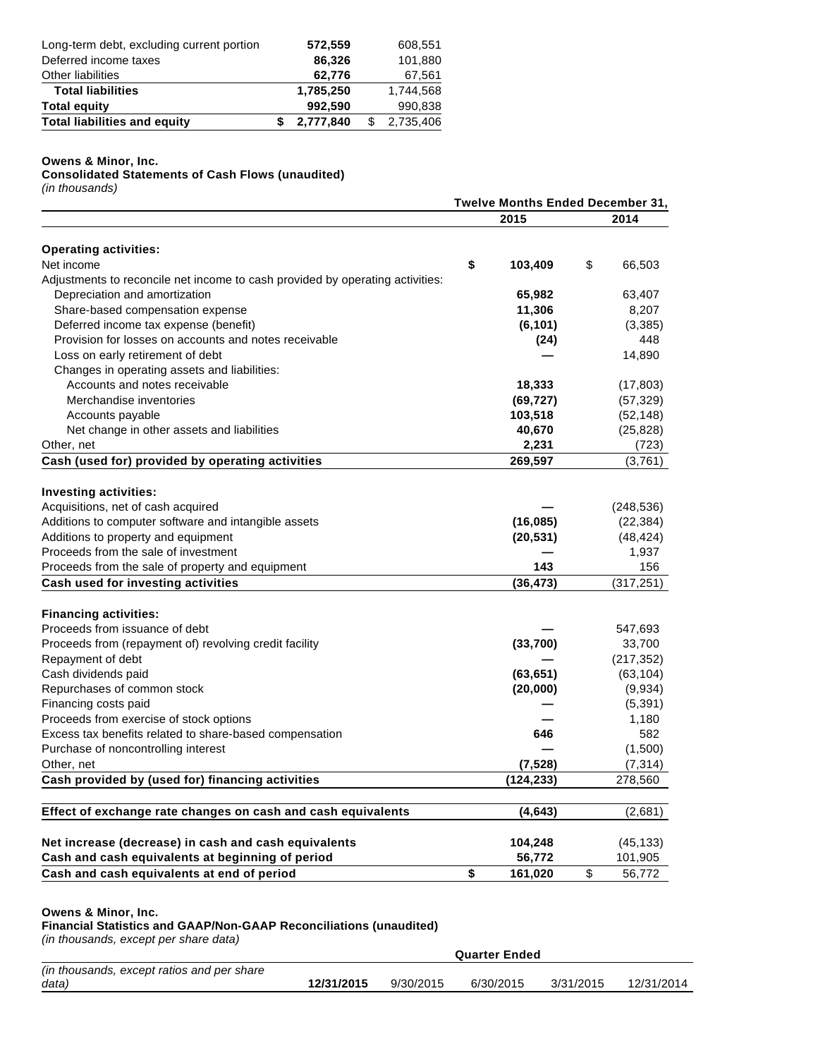| | | |
|---|---|---|
| Long-term debt, excluding current portion | **572,559** | 608,551 |
| Deferred income taxes | **86,326** | 101,880 |
| Other liabilities | **62,776** | 67,561 |
| **Total liabilities** | **1,785,250** | 1,744,568 |
| **Total equity** | **992,590** | 990,838 |
| **Total liabilities and equity** | **$ 2,777,840** | $ 2,735,406 |

**Owens & Minor, Inc.**
**Consolidated Statements of Cash Flows (unaudited)**
*(in thousands)*

| | Twelve Months Ended December 31, | |
|---|---|---|
| | **2015** | **2014** |
| **Operating activities:** | | |
| Net income | **$ 103,409** | $ 66,503 |
| Adjustments to reconcile net income to cash provided by operating activities: | | |
| Depreciation and amortization | **65,982** | 63,407 |
| Share-based compensation expense | **11,306** | 8,207 |
| Deferred income tax expense (benefit) | **(6,101)** | (3,385) |
| Provision for losses on accounts and notes receivable | **(24)** | 448 |
| Loss on early retirement of debt | **—** | 14,890 |
| Changes in operating assets and liabilities: | | |
| Accounts and notes receivable | **18,333** | (17,803) |
| Merchandise inventories | **(69,727)** | (57,329) |
| Accounts payable | **103,518** | (52,148) |
| Net change in other assets and liabilities | **40,670** | (25,828) |
| Other, net | **2,231** | (723) |
| **Cash (used for) provided by operating activities** | **269,597** | (3,761) |
| **Investing activities:** | | |
| Acquisitions, net of cash acquired | **—** | (248,536) |
| Additions to computer software and intangible assets | **(16,085)** | (22,384) |
| Additions to property and equipment | **(20,531)** | (48,424) |
| Proceeds from the sale of investment | **—** | 1,937 |
| Proceeds from the sale of property and equipment | **143** | 156 |
| **Cash used for investing activities** | **(36,473)** | (317,251) |
| **Financing activities:** | | |
| Proceeds from issuance of debt | **—** | 547,693 |
| Proceeds from (repayment of) revolving credit facility | **(33,700)** | 33,700 |
| Repayment of debt | **—** | (217,352) |
| Cash dividends paid | **(63,651)** | (63,104) |
| Repurchases of common stock | **(20,000)** | (9,934) |
| Financing costs paid | **—** | (5,391) |
| Proceeds from exercise of stock options | **—** | 1,180 |
| Excess tax benefits related to share-based compensation | **646** | 582 |
| Purchase of noncontrolling interest | **—** | (1,500) |
| Other, net | **(7,528)** | (7,314) |
| **Cash provided by (used for) financing activities** | **(124,233)** | 278,560 |
| **Effect of exchange rate changes on cash and cash equivalents** | **(4,643)** | (2,681) |
| **Net increase (decrease) in cash and cash equivalents** | **104,248** | (45,133) |
| **Cash and cash equivalents at beginning of period** | **56,772** | 101,905 |
| **Cash and cash equivalents at end of period** | **$ 161,020** | $ 56,772 |

**Owens & Minor, Inc.**
**Financial Statistics and GAAP/Non-GAAP Reconciliations (unaudited)**
*(in thousands, except per share data)*

| | Quarter Ended | | | | |
|---|---|---|---|---|---|
| *(in thousands, except ratios and per share data)* | **12/31/2015** | 9/30/2015 | 6/30/2015 | 3/31/2015 | 12/31/2014 |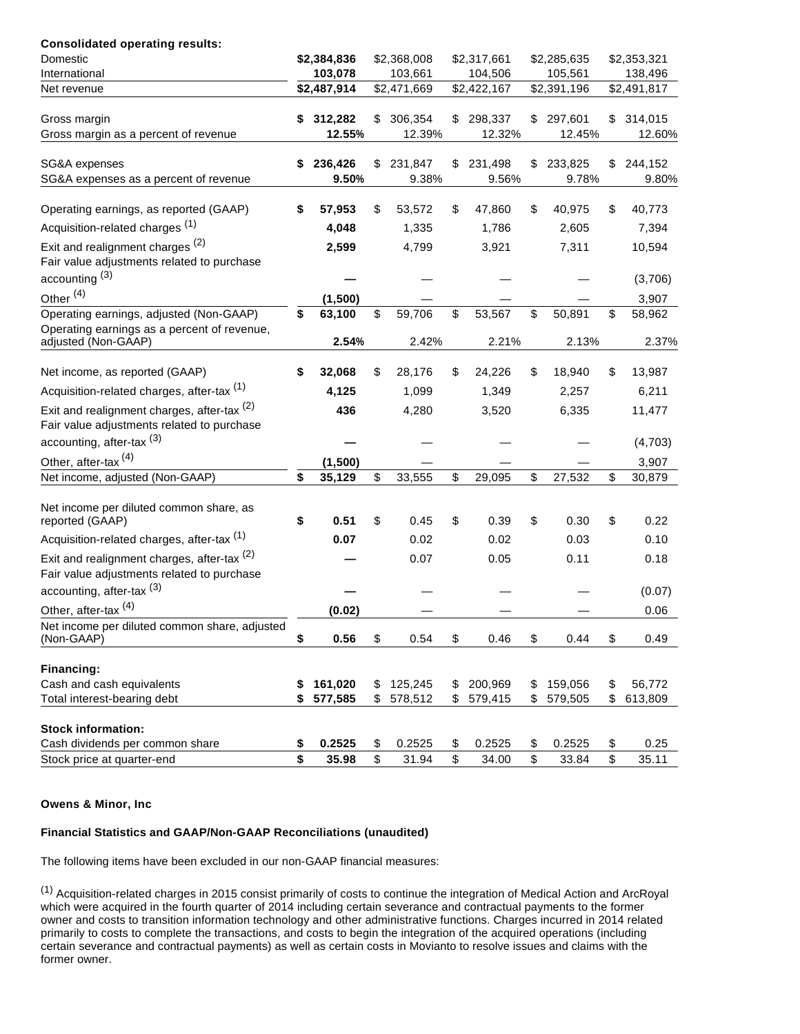| **Consolidated operating results:** | | | | | |
|---|---|---|---|---|---|
| Domestic | **$2,384,836** | $2,368,008 | $2,317,661 | $2,285,635 | $2,353,321 |
| International | **103,078** | 103,661 | 104,506 | 105,561 | 138,496 |
| Net revenue | **$2,487,914** | $2,471,669 | $2,422,167 | $2,391,196 | $2,491,817 |
| | | | | | |
| Gross margin | **$ 312,282** | $ 306,354 | $ 298,337 | $ 297,601 | $ 314,015 |
| Gross margin as a percent of revenue | **12.55%** | 12.39% | 12.32% | 12.45% | 12.60% |
| | | | | | |
| SG&A expenses | **$ 236,426** | $ 231,847 | $ 231,498 | $ 233,825 | $ 244,152 |
| SG&A expenses as a percent of revenue | **9.50%** | 9.38% | 9.56% | 9.78% | 9.80% |
| | | | | | |
| Operating earnings, as reported (GAAP) | **$ 57,953** | $ 53,572 | $ 47,860 | $ 40,975 | $ 40,773 |
| Acquisition-related charges [1] | **4,048** | 1,335 | 1,786 | 2,605 | 7,394 |
| Exit and realignment charges [2] | **2,599** | 4,799 | 3,921 | 7,311 | 10,594 |
| Fair value adjustments related to purchase accounting [3] | **—** | — | — | — | (3,706) |
| Other [4] | **(1,500)** | — | — | — | 3,907 |
| Operating earnings, adjusted (Non-GAAP) | **$ 63,100** | $ 59,706 | $ 53,567 | $ 50,891 | $ 58,962 |
| Operating earnings as a percent of revenue, adjusted (Non-GAAP) | **2.54%** | 2.42% | 2.21% | 2.13% | 2.37% |
| | | | | | |
| Net income, as reported (GAAP) | **$ 32,068** | $ 28,176 | $ 24,226 | $ 18,940 | $ 13,987 |
| Acquisition-related charges, after-tax [1] | **4,125** | 1,099 | 1,349 | 2,257 | 6,211 |
| Exit and realignment charges, after-tax [2] | **436** | 4,280 | 3,520 | 6,335 | 11,477 |
| Fair value adjustments related to purchase accounting, after-tax [3] | **—** | — | — | — | (4,703) |
| Other, after-tax [4] | **(1,500)** | — | — | — | 3,907 |
| Net income, adjusted (Non-GAAP) | **$ 35,129** | $ 33,555 | $ 29,095 | $ 27,532 | $ 30,879 |
| | | | | | |
| Net income per diluted common share, as reported (GAAP) | **$ 0.51** | $ 0.45 | $ 0.39 | $ 0.30 | $ 0.22 |
| Acquisition-related charges, after-tax [1] | **0.07** | 0.02 | 0.02 | 0.03 | 0.10 |
| Exit and realignment charges, after-tax [2] | **—** | 0.07 | 0.05 | 0.11 | 0.18 |
| Fair value adjustments related to purchase accounting, after-tax [3] | **—** | — | — | — | (0.07) |
| Other, after-tax [4] | **(0.02)** | — | — | — | 0.06 |
| Net income per diluted common share, adjusted (Non-GAAP) | **$ 0.56** | $ 0.54 | $ 0.46 | $ 0.44 | $ 0.49 |
| | | | | | |
| **Financing:** | | | | | |
| Cash and cash equivalents | **$ 161,020** | $ 125,245 | $ 200,969 | $ 159,056 | $ 56,772 |
| Total interest-bearing debt | **$ 577,585** | $ 578,512 | $ 579,415 | $ 579,505 | $ 613,809 |
| | | | | | |
| **Stock information:** | | | | | |
| Cash dividends per common share | **$ 0.2525** | $ 0.2525 | $ 0.2525 | $ 0.2525 | $ 0.25 |
| Stock price at quarter-end | **$ 35.98** | $ 31.94 | $ 34.00 | $ 33.84 | $ 35.11 |

**Owens & Minor, Inc**

**Financial Statistics and GAAP/Non-GAAP Reconciliations (unaudited)**

The following items have been excluded in our non-GAAP financial measures:

[1] Acquisition-related charges in 2015 consist primarily of costs to continue the integration of Medical Action and ArcRoyal which were acquired in the fourth quarter of 2014 including certain severance and contractual payments to the former owner and costs to transition information technology and other administrative functions. Charges incurred in 2014 related primarily to costs to complete the transactions, and costs to begin the integration of the acquired operations (including certain severance and contractual payments) as well as certain costs in Movianto to resolve issues and claims with the former owner.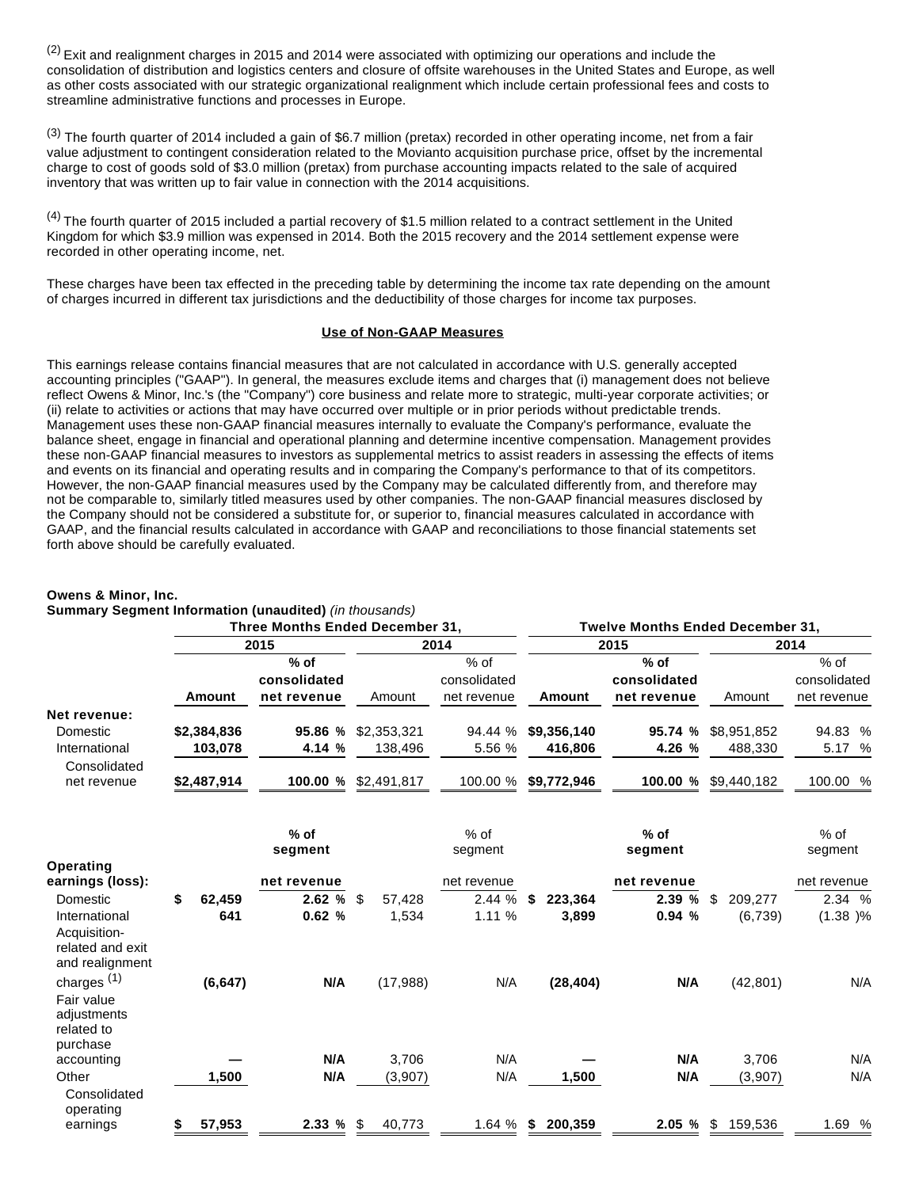[(2)] Exit and realignment charges in 2015 and 2014 were associated with optimizing our operations and include the consolidation of distribution and logistics centers and closure of offsite warehouses in the United States and Europe, as well as other costs associated with our strategic organizational realignment which include certain professional fees and costs to streamline administrative functions and processes in Europe.

[(3)] The fourth quarter of 2014 included a gain of $6.7 million (pretax) recorded in other operating income, net from a fair value adjustment to contingent consideration related to the Movianto acquisition purchase price, offset by the incremental charge to cost of goods sold of $3.0 million (pretax) from purchase accounting impacts related to the sale of acquired inventory that was written up to fair value in connection with the 2014 acquisitions.

[(4)] The fourth quarter of 2015 included a partial recovery of $1.5 million related to a contract settlement in the United Kingdom for which $3.9 million was expensed in 2014. Both the 2015 recovery and the 2014 settlement expense were recorded in other operating income, net.

These charges have been tax effected in the preceding table by determining the income tax rate depending on the amount of charges incurred in different tax jurisdictions and the deductibility of those charges for income tax purposes.

## Use of Non-GAAP Measures

This earnings release contains financial measures that are not calculated in accordance with U.S. generally accepted accounting principles ("GAAP"). In general, the measures exclude items and charges that (i) management does not believe reflect Owens & Minor, Inc.'s (the "Company") core business and relate more to strategic, multi-year corporate activities; or (ii) relate to activities or actions that may have occurred over multiple or in prior periods without predictable trends. Management uses these non-GAAP financial measures internally to evaluate the Company's performance, evaluate the balance sheet, engage in financial and operational planning and determine incentive compensation. Management provides these non-GAAP financial measures to investors as supplemental metrics to assist readers in assessing the effects of items and events on its financial and operating results and in comparing the Company's performance to that of its competitors. However, the non-GAAP financial measures used by the Company may be calculated differently from, and therefore may not be comparable to, similarly titled measures used by other companies. The non-GAAP financial measures disclosed by the Company should not be considered a substitute for, or superior to, financial measures calculated in accordance with GAAP, and the financial results calculated in accordance with GAAP and reconciliations to those financial statements set forth above should be carefully evaluated.

**Owens & Minor, Inc.**
**Summary Segment Information (unaudited)** *(in thousands)*

| | Three Months Ended December 31, | | | | Twelve Months Ended December 31, | | | |
|---|---|---|---|---|---|---|---|---|
| | 2015 | | 2014 | | 2015 | | 2014 | |
| | **Amount** | **% of consolidated net revenue** | Amount | % of consolidated net revenue | **Amount** | **% of consolidated net revenue** | Amount | % of consolidated net revenue |
| **Net revenue:** | | | | | | | | |
| Domestic | **$2,384,836** | **95.86 %** | $2,353,321 | 94.44 % | **$9,356,140** | **95.74 %** | $8,951,852 | 94.83 % |
| International | **103,078** | **4.14 %** | 138,496 | 5.56 % | **416,806** | **4.26 %** | 488,330 | 5.17 % |
| Consolidated net revenue | **$2,487,914** | **100.00 %** | $2,491,817 | 100.00 % | **$9,772,946** | **100.00 %** | $9,440,182 | 100.00 % |
| | | **% of segment net revenue** | | % of segment net revenue | | **% of segment net revenue** | | % of segment net revenue |
| **Operating earnings (loss):** | | | | | | | | |
| Domestic | **$ 62,459** | **2.62 %** | $ 57,428 | 2.44 % | **$ 223,364** | **2.39 %** | $ 209,277 | 2.34 % |
| International | **641** | **0.62 %** | 1,534 | 1.11 % | **3,899** | **0.94 %** | (6,739) | (1.38 )% |
| Acquisition-related and exit and realignment charges [(1)] | **(6,647)** | **N/A** | (17,988) | N/A | **(28,404)** | **N/A** | (42,801) | N/A |
| Fair value adjustments related to purchase accounting | **—** | **N/A** | 3,706 | N/A | **—** | **N/A** | 3,706 | N/A |
| Other | **1,500** | **N/A** | (3,907) | N/A | **1,500** | **N/A** | (3,907) | N/A |
| Consolidated operating earnings | **$ 57,953** | **2.33 %** | $ 40,773 | 1.64 % | **$ 200,359** | **2.05 %** | $ 159,536 | 1.69 % |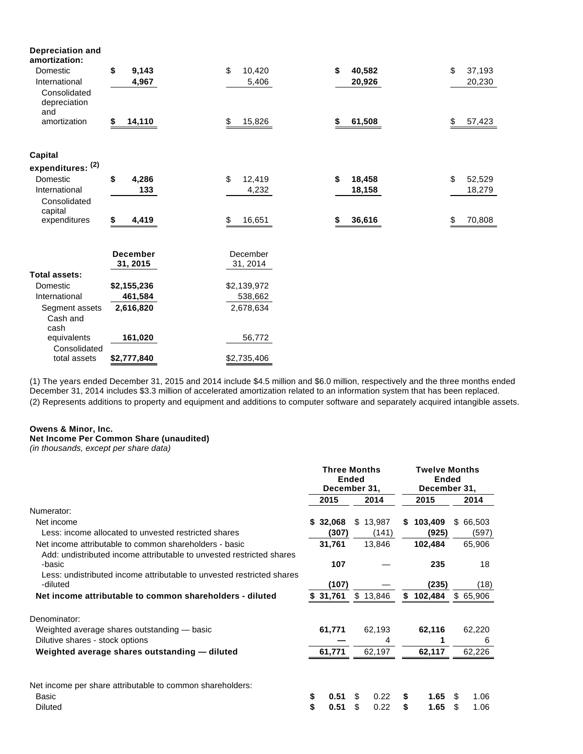| | | | | |
|---|---|---|---|---|
| **Depreciation and amortization:** | | | | |
| Domestic | **$ 9,143** | $ 10,420 | **$ 40,582** | $ 37,193 |
| International | **4,967** | 5,406 | **20,926** | 20,230 |
| Consolidated depreciation and amortization | **$ 14,110** | $ 15,826 | **$ 61,508** | $ 57,423 |
| | | | | |
| **Capital expenditures:** (2) | | | | |
| Domestic | **$ 4,286** | $ 12,419 | **$ 18,458** | $ 52,529 |
| International | **133** | 4,232 | **18,158** | 18,279 |
| Consolidated capital expenditures | **$ 4,419** | $ 16,651 | **$ 36,616** | $ 70,808 |

| | **December 31, 2015** | December 31, 2014 |
|---|---|---|
| **Total assets:** | | |
| Domestic | **$2,155,236** | $2,139,972 |
| International | **461,584** | 538,662 |
| Segment assets | **2,616,820** | 2,678,634 |
| Cash and cash equivalents | **161,020** | 56,772 |
| Consolidated total assets | **$2,777,840** | $2,735,406 |

(1) The years ended December 31, 2015 and 2014 include $4.5 million and $6.0 million, respectively and the three months ended December 31, 2014 includes $3.3 million of accelerated amortization related to an information system that has been replaced.

(2) Represents additions to property and equipment and additions to computer software and separately acquired intangible assets.

**Owens & Minor, Inc.**
**Net Income Per Common Share (unaudited)**
*(in thousands, except per share data)*

| | **Three Months Ended December 31,** | | **Twelve Months Ended December 31,** | |
|---|---|---|---|---|
| | **2015** | **2014** | **2015** | **2014** |
| Numerator: | | | | |
| Net income | **$ 32,068** | $ 13,987 | **$ 103,409** | $ 66,503 |
| Less: income allocated to unvested restricted shares | **(307)** | (141) | **(925)** | (597) |
| Net income attributable to common shareholders - basic | **31,761** | 13,846 | **102,484** | 65,906 |
| Add: undistributed income attributable to unvested restricted shares -basic | **107** | — | **235** | 18 |
| Less: undistributed income attributable to unvested restricted shares -diluted | **(107)** | — | **(235)** | (18) |
| **Net income attributable to common shareholders - diluted** | **$ 31,761** | $ 13,846 | **$ 102,484** | $ 65,906 |
| | | | | |
| Denominator: | | | | |
| Weighted average shares outstanding — basic | **61,771** | 62,193 | **62,116** | 62,220 |
| Dilutive shares - stock options | **—** | 4 | **1** | 6 |
| **Weighted average shares outstanding — diluted** | **61,771** | 62,197 | **62,117** | 62,226 |
| | | | | |
| Net income per share attributable to common shareholders: | | | | |
| Basic | **$ 0.51** | $ 0.22 | **$ 1.65** | $ 1.06 |
| Diluted | **$ 0.51** | $ 0.22 | **$ 1.65** | $ 1.06 |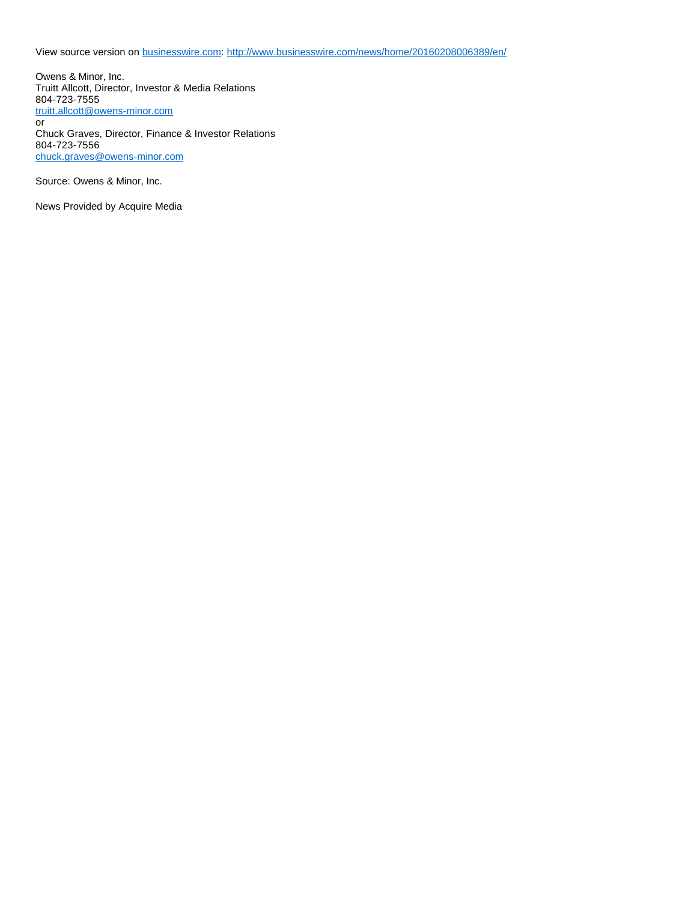View source version on businesswire.com: http://www.businesswire.com/news/home/20160208006389/en/

Owens & Minor, Inc.
Truitt Allcott, Director, Investor & Media Relations
804-723-7555
truitt.allcott@owens-minor.com
or
Chuck Graves, Director, Finance & Investor Relations
804-723-7556
chuck.graves@owens-minor.com

Source: Owens & Minor, Inc.

News Provided by Acquire Media